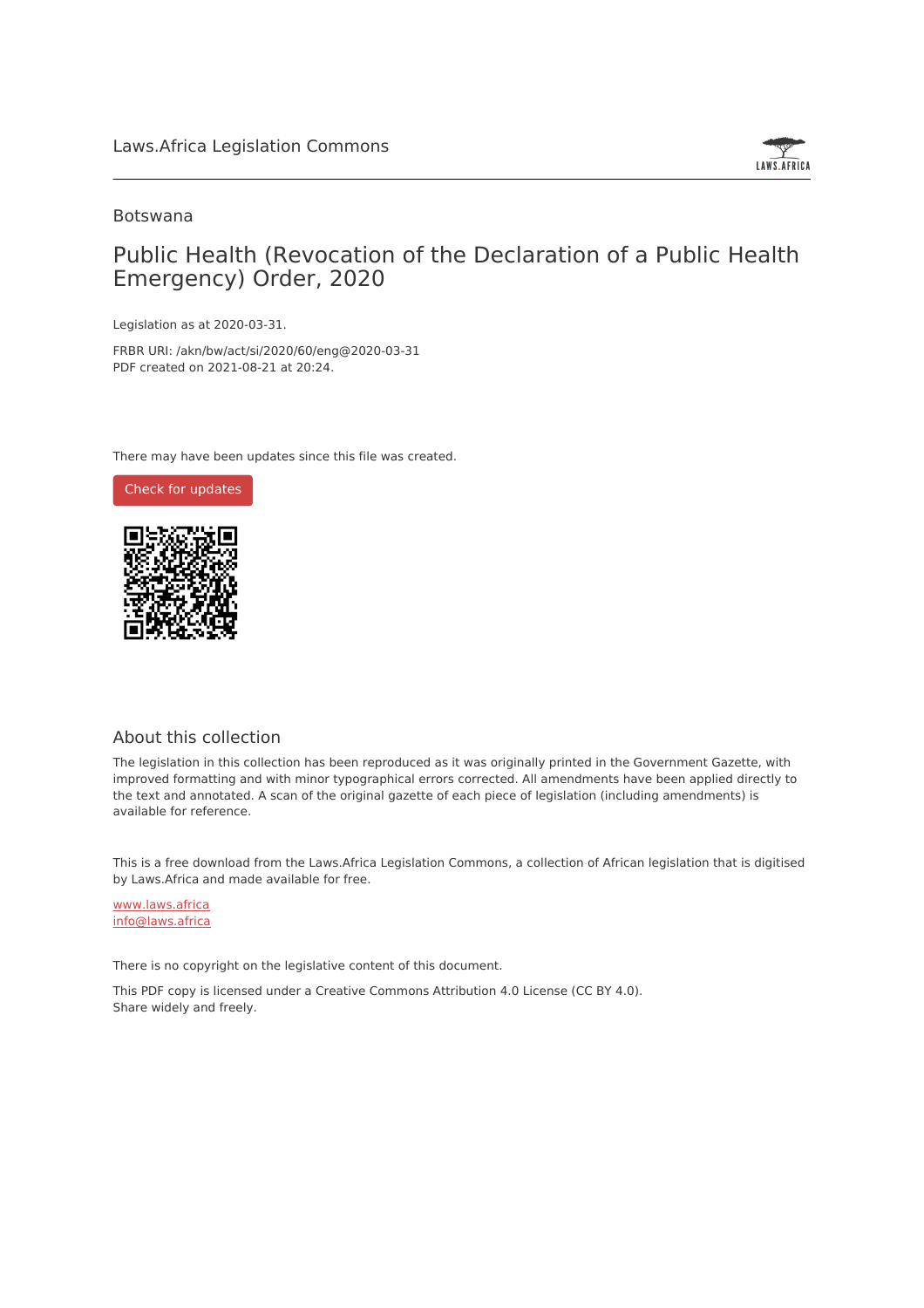Laws.Africa Legislation Commons

Botswana

# Public Health (Revocation of the Declaration of a Public Health Emergency) Order, 2020

Legislation as at 2020-03-31.

FRBR URI: /akn/bw/act/si/2020/60/eng@2020-03-31

PDF created on 2021-08-21 at 20:24.

There may have been updates since this file was created.

Check for updates

## About this collection

The legislation in this collection has been reproduced as it was originally printed in the Government Gazette, with improved formatting and with minor typographical errors corrected. All amendments have been applied directly to the text and annotated. A scan of the original gazette of each piece of legislation (including amendments) is available for reference.

This is a free download from the Laws.Africa Legislation Commons, a collection of African legislation that is digitised by Laws.Africa and made available for free.

www.laws.africa
info@laws.africa

There is no copyright on the legislative content of this document.

This PDF copy is licensed under a Creative Commons Attribution 4.0 License (CC BY 4.0). Share widely and freely.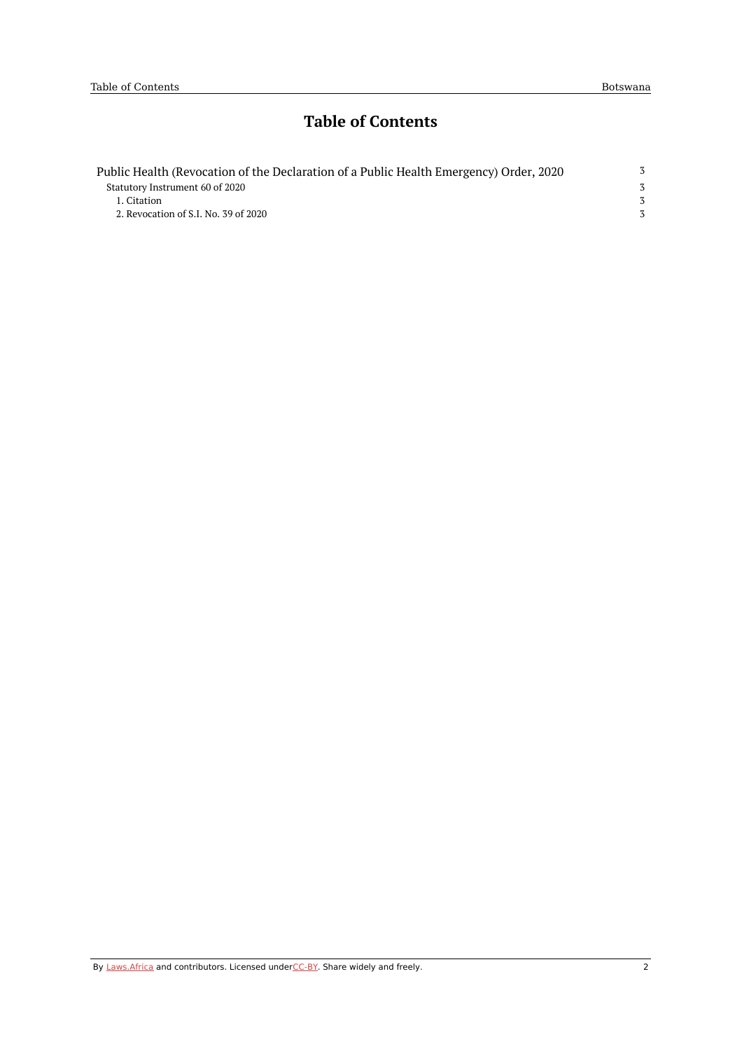# Table of Contents

Public Health (Revocation of the Declaration of a Public Health Emergency) Order, 2020 — 3

- Statutory Instrument 60 of 2020 — 3
  - 1. Citation — 3
  - 2. Revocation of S.I. No. 39 of 2020 — 3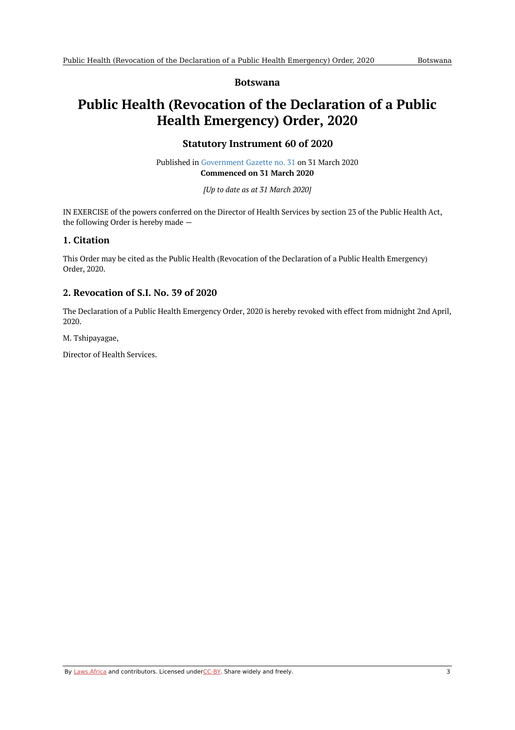**Botswana**

# Public Health (Revocation of the Declaration of a Public Health Emergency) Order, 2020

## Statutory Instrument 60 of 2020

Published in Government Gazette no. 31 on 31 March 2020

**Commenced on 31 March 2020**

*[Up to date as at 31 March 2020]*

IN EXERCISE of the powers conferred on the Director of Health Services by section 23 of the Public Health Act, the following Order is hereby made —

### 1. Citation

This Order may be cited as the Public Health (Revocation of the Declaration of a Public Health Emergency) Order, 2020.

### 2. Revocation of S.I. No. 39 of 2020

The Declaration of a Public Health Emergency Order, 2020 is hereby revoked with effect from midnight 2nd April, 2020.

M. Tshipayagae,

Director of Health Services.